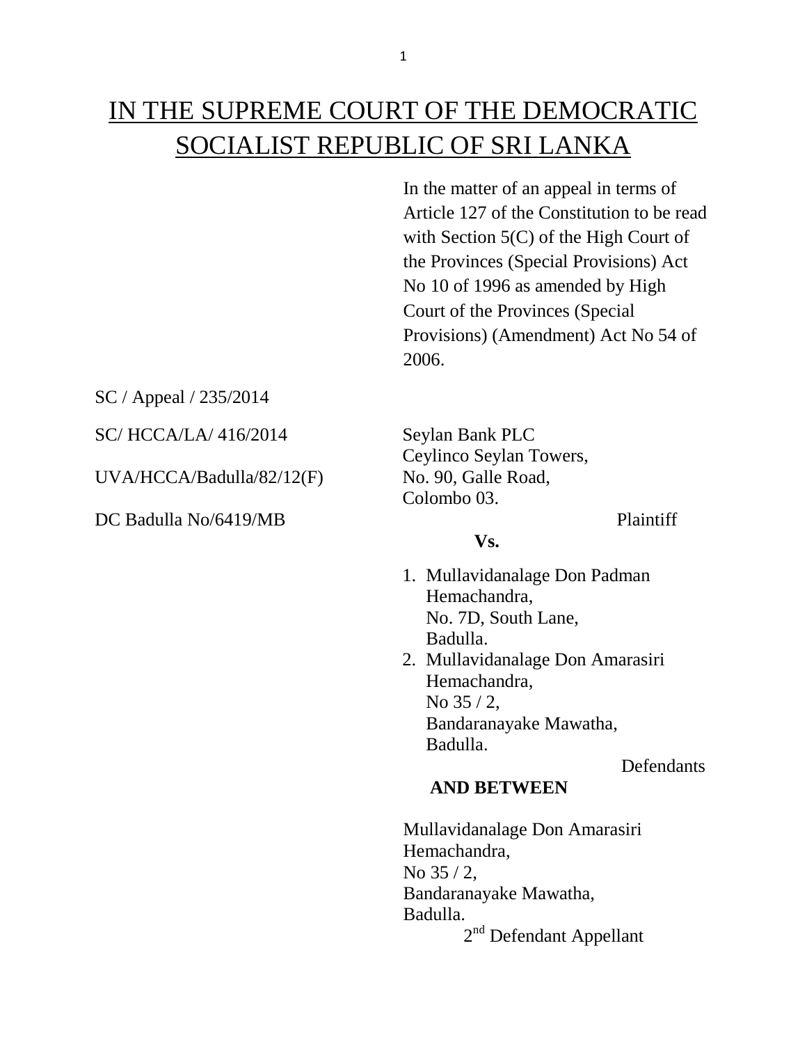# IN THE SUPREME COURT OF THE DEMOCRATIC SOCIALIST REPUBLIC OF SRI LANKA

In the matter of an appeal in terms of Article 127 of the Constitution to be read with Section 5(C) of the High Court of the Provinces (Special Provisions) Act No 10 of 1996 as amended by High Court of the Provinces (Special Provisions) (Amendment) Act No 54 of 2006.

SC / Appeal / 235/2014

SC/ HCCA/LA/ 416/2014

UVA/HCCA/Badulla/82/12(F)

DC Badulla No/6419/MB

Seylan Bank PLC
Ceylinco Seylan Towers,
No. 90, Galle Road,
Colombo 03.

Plaintiff

**Vs.**

1. Mullavidanalage Don Padman Hemachandra,
   No. 7D, South Lane,
   Badulla.
2. Mullavidanalage Don Amarasiri Hemachandra,
   No 35 / 2,
   Bandaranayake Mawatha,
   Badulla.

Defendants

**AND BETWEEN**

Mullavidanalage Don Amarasiri Hemachandra,
No 35 / 2,
Bandaranayake Mawatha,
Badulla.

2nd Defendant Appellant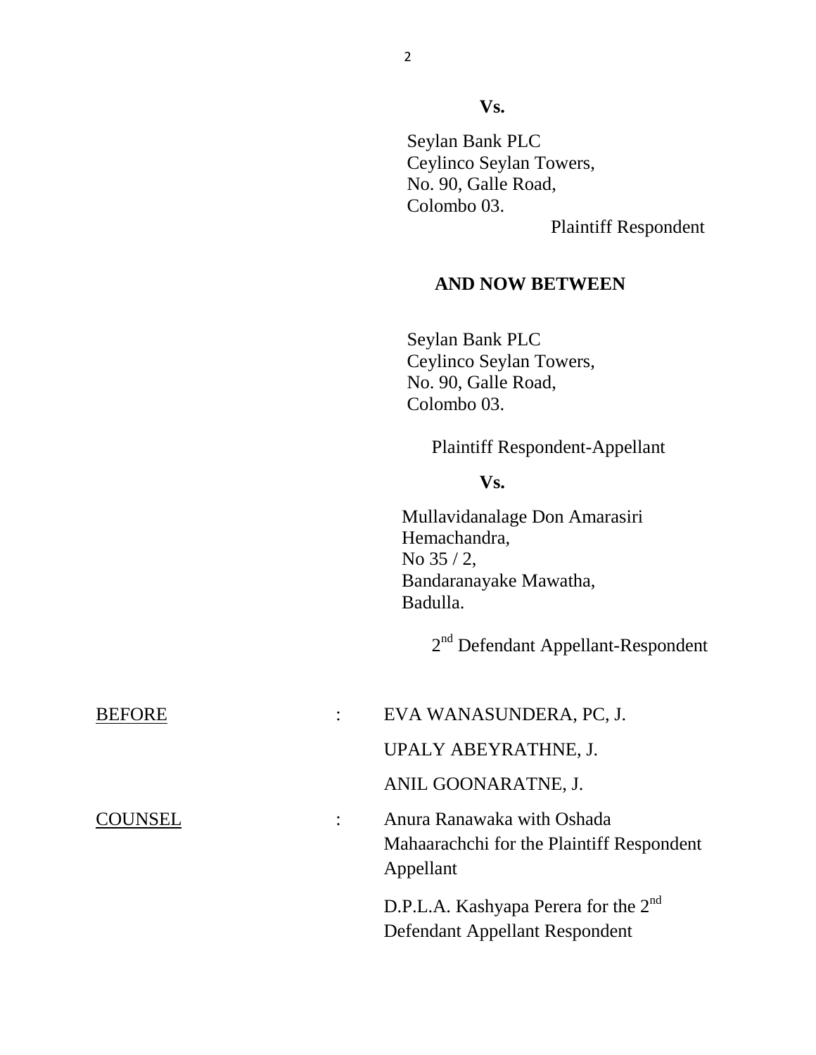**Vs.**

Seylan Bank PLC
Ceylinco Seylan Towers,
No. 90, Galle Road,
Colombo 03.

Plaintiff Respondent

**AND NOW BETWEEN**

Seylan Bank PLC
Ceylinco Seylan Towers,
No. 90, Galle Road,
Colombo 03.

Plaintiff Respondent-Appellant

**Vs.**

Mullavidanalage Don Amarasiri
Hemachandra,
No 35 / 2,
Bandaranayake Mawatha,
Badulla.

2nd Defendant Appellant-Respondent

| | | |
|---|---|---|
| BEFORE | : | EVA WANASUNDERA, PC, J. |
| | | UPALY ABEYRATHNE, J. |
| | | ANIL GOONARATNE, J. |
| COUNSEL | : | Anura Ranawaka with Oshada Mahaarachchi for the Plaintiff Respondent Appellant |
| | | D.P.L.A. Kashyapa Perera for the 2nd Defendant Appellant Respondent |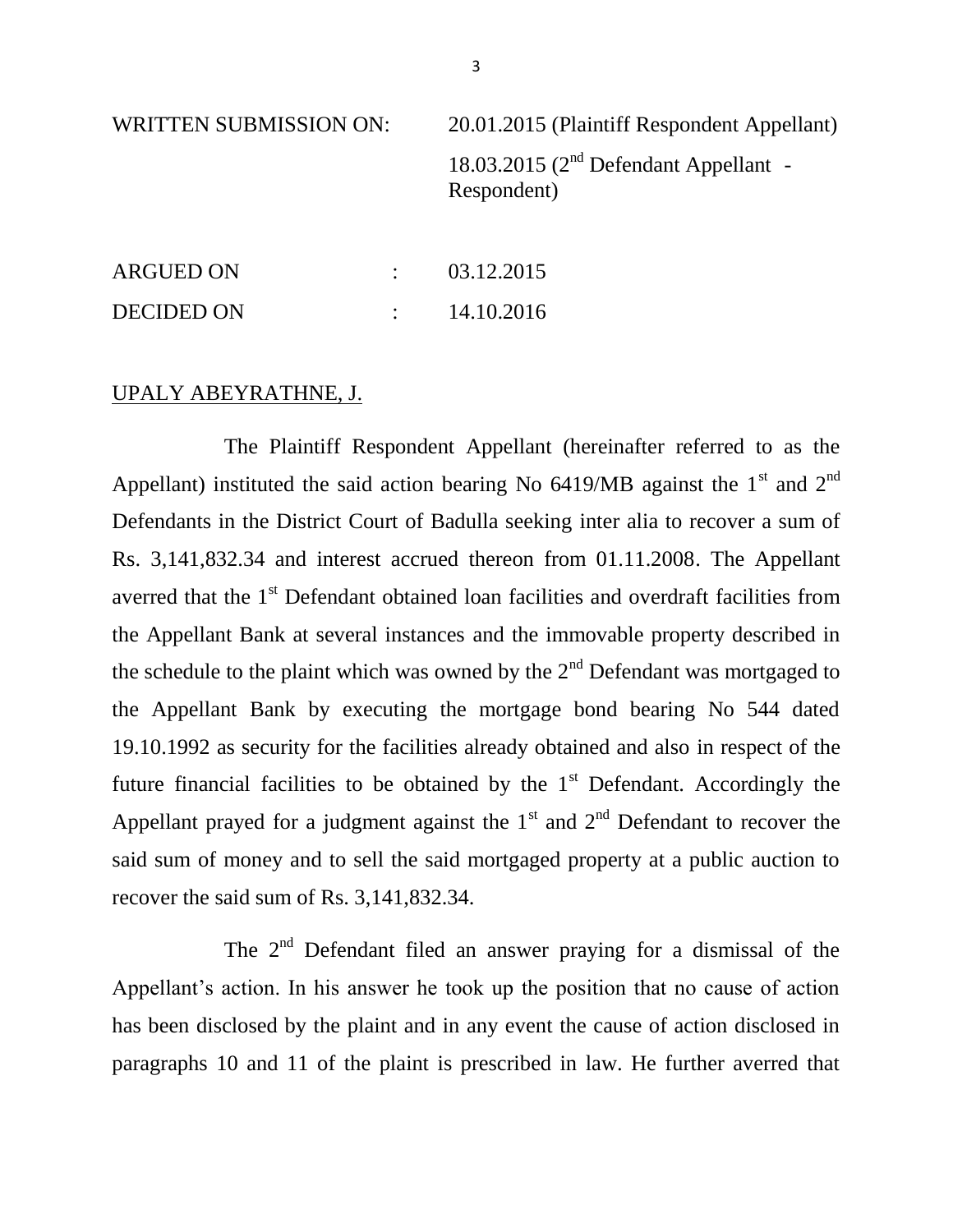WRITTEN SUBMISSION ON: 20.01.2015 (Plaintiff Respondent Appellant)

18.03.2015 (2nd Defendant Appellant - Respondent)

ARGUED ON : 03.12.2015

DECIDED ON : 14.10.2016

UPALY ABEYRATHNE, J.

The Plaintiff Respondent Appellant (hereinafter referred to as the Appellant) instituted the said action bearing No 6419/MB against the 1st and 2nd Defendants in the District Court of Badulla seeking inter alia to recover a sum of Rs. 3,141,832.34 and interest accrued thereon from 01.11.2008. The Appellant averred that the 1st Defendant obtained loan facilities and overdraft facilities from the Appellant Bank at several instances and the immovable property described in the schedule to the plaint which was owned by the 2nd Defendant was mortgaged to the Appellant Bank by executing the mortgage bond bearing No 544 dated 19.10.1992 as security for the facilities already obtained and also in respect of the future financial facilities to be obtained by the 1st Defendant. Accordingly the Appellant prayed for a judgment against the 1st and 2nd Defendant to recover the said sum of money and to sell the said mortgaged property at a public auction to recover the said sum of Rs. 3,141,832.34.

The 2nd Defendant filed an answer praying for a dismissal of the Appellant's action. In his answer he took up the position that no cause of action has been disclosed by the plaint and in any event the cause of action disclosed in paragraphs 10 and 11 of the plaint is prescribed in law. He further averred that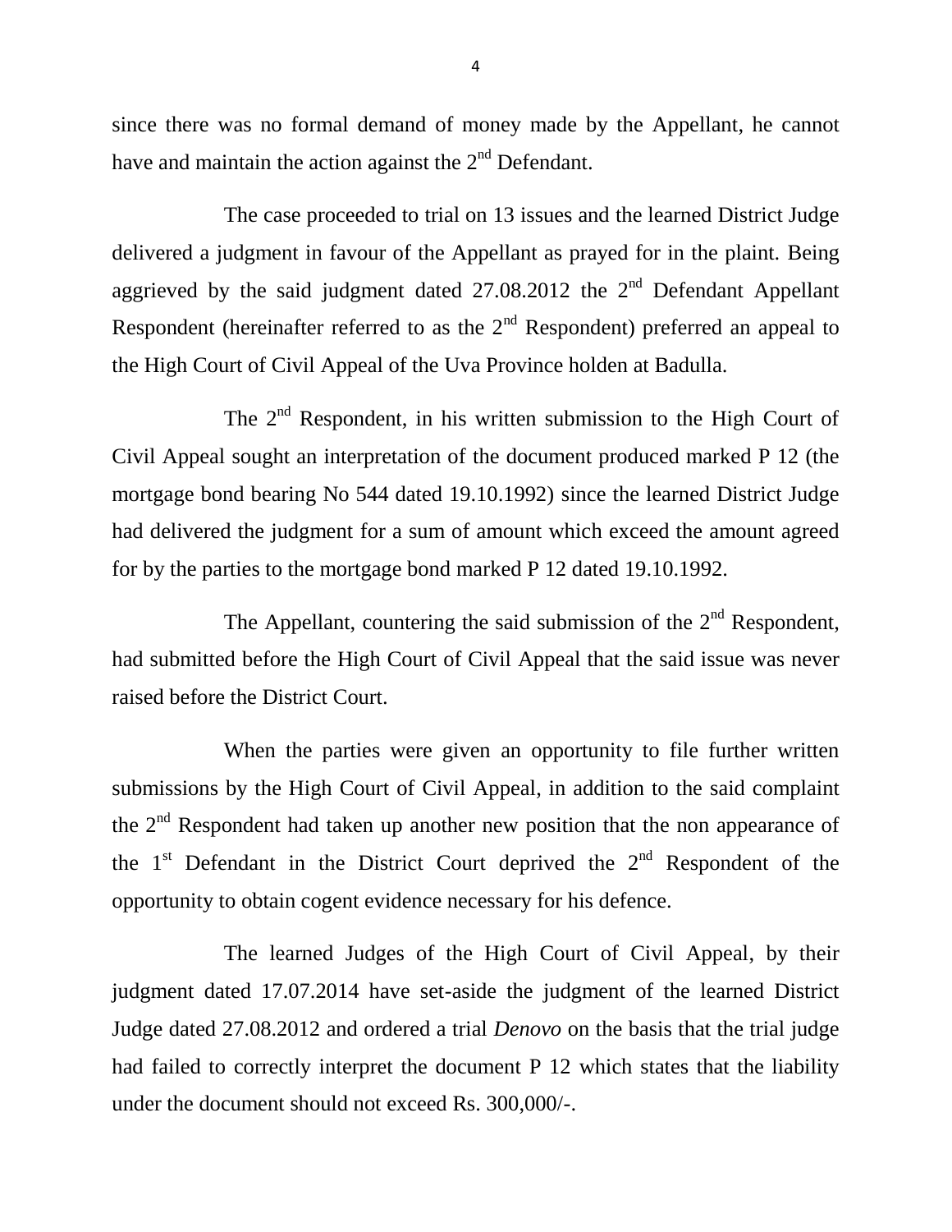since there was no formal demand of money made by the Appellant, he cannot have and maintain the action against the 2nd Defendant.

The case proceeded to trial on 13 issues and the learned District Judge delivered a judgment in favour of the Appellant as prayed for in the plaint. Being aggrieved by the said judgment dated 27.08.2012 the 2nd Defendant Appellant Respondent (hereinafter referred to as the 2nd Respondent) preferred an appeal to the High Court of Civil Appeal of the Uva Province holden at Badulla.

The 2nd Respondent, in his written submission to the High Court of Civil Appeal sought an interpretation of the document produced marked P 12 (the mortgage bond bearing No 544 dated 19.10.1992) since the learned District Judge had delivered the judgment for a sum of amount which exceed the amount agreed for by the parties to the mortgage bond marked P 12 dated 19.10.1992.

The Appellant, countering the said submission of the 2nd Respondent, had submitted before the High Court of Civil Appeal that the said issue was never raised before the District Court.

When the parties were given an opportunity to file further written submissions by the High Court of Civil Appeal, in addition to the said complaint the 2nd Respondent had taken up another new position that the non appearance of the 1st Defendant in the District Court deprived the 2nd Respondent of the opportunity to obtain cogent evidence necessary for his defence.

The learned Judges of the High Court of Civil Appeal, by their judgment dated 17.07.2014 have set-aside the judgment of the learned District Judge dated 27.08.2012 and ordered a trial *Denovo* on the basis that the trial judge had failed to correctly interpret the document P 12 which states that the liability under the document should not exceed Rs. 300,000/-.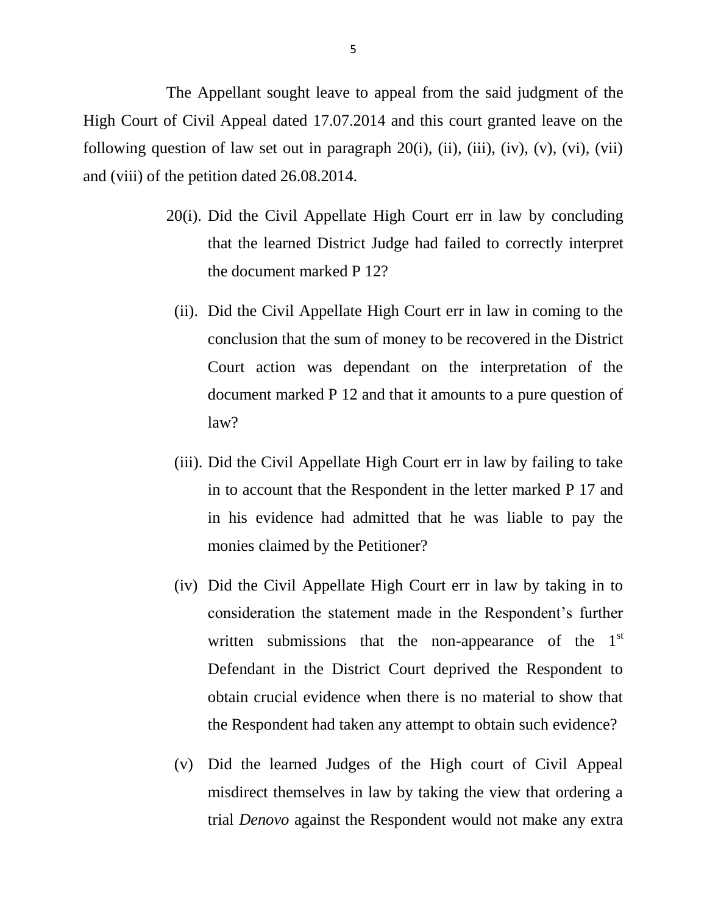The Appellant sought leave to appeal from the said judgment of the High Court of Civil Appeal dated 17.07.2014 and this court granted leave on the following question of law set out in paragraph 20(i), (ii), (iii), (iv), (v), (vi), (vii) and (viii) of the petition dated 26.08.2014.

20(i). Did the Civil Appellate High Court err in law by concluding that the learned District Judge had failed to correctly interpret the document marked P 12?

(ii). Did the Civil Appellate High Court err in law in coming to the conclusion that the sum of money to be recovered in the District Court action was dependant on the interpretation of the document marked P 12 and that it amounts to a pure question of law?

(iii). Did the Civil Appellate High Court err in law by failing to take in to account that the Respondent in the letter marked P 17 and in his evidence had admitted that he was liable to pay the monies claimed by the Petitioner?

(iv) Did the Civil Appellate High Court err in law by taking in to consideration the statement made in the Respondent's further written submissions that the non-appearance of the 1st Defendant in the District Court deprived the Respondent to obtain crucial evidence when there is no material to show that the Respondent had taken any attempt to obtain such evidence?

(v) Did the learned Judges of the High court of Civil Appeal misdirect themselves in law by taking the view that ordering a trial *Denovo* against the Respondent would not make any extra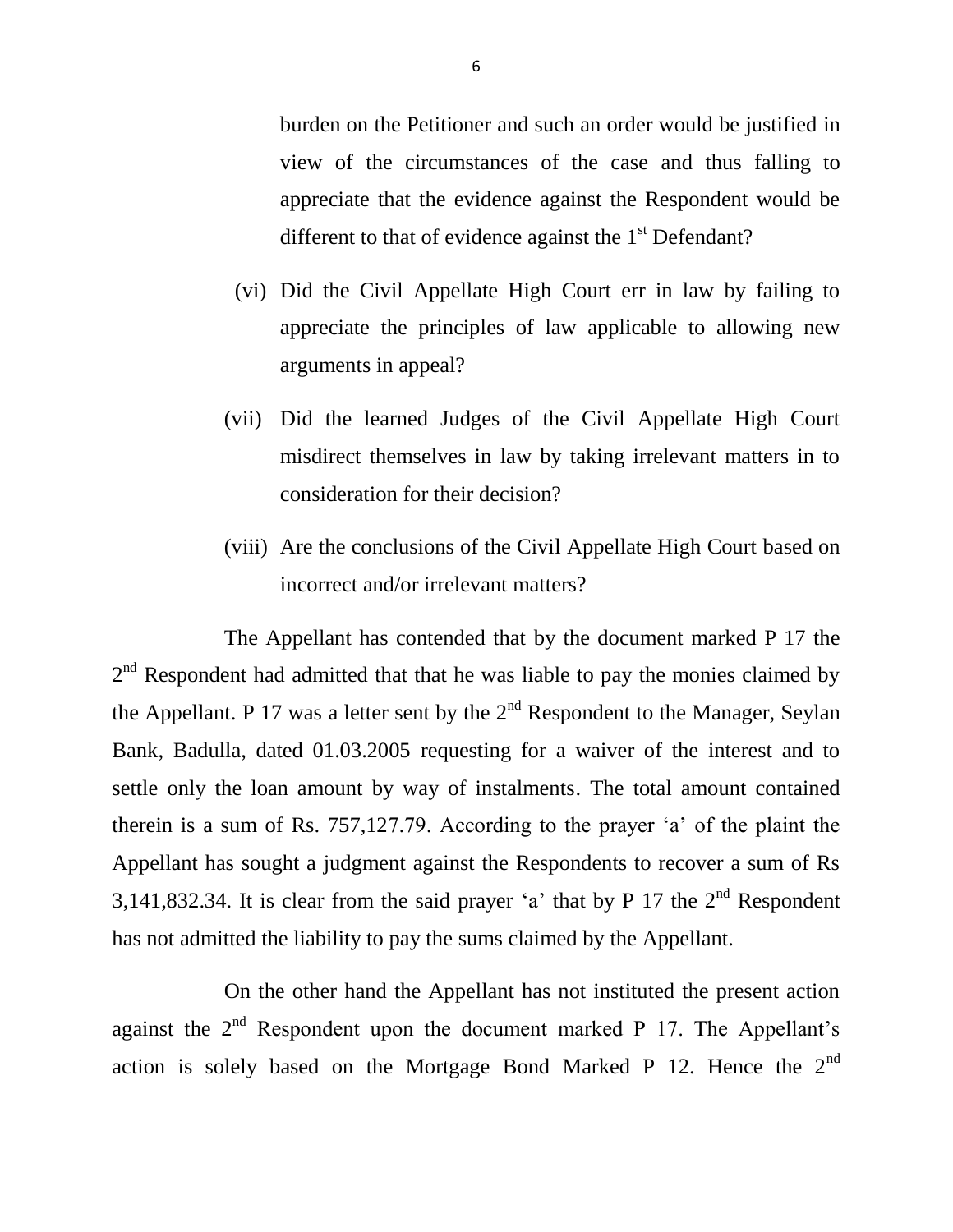burden on the Petitioner and such an order would be justified in view of the circumstances of the case and thus falling to appreciate that the evidence against the Respondent would be different to that of evidence against the 1st Defendant?

(vi) Did the Civil Appellate High Court err in law by failing to appreciate the principles of law applicable to allowing new arguments in appeal?

(vii) Did the learned Judges of the Civil Appellate High Court misdirect themselves in law by taking irrelevant matters in to consideration for their decision?

(viii) Are the conclusions of the Civil Appellate High Court based on incorrect and/or irrelevant matters?

The Appellant has contended that by the document marked P 17 the 2nd Respondent had admitted that that he was liable to pay the monies claimed by the Appellant. P 17 was a letter sent by the 2nd Respondent to the Manager, Seylan Bank, Badulla, dated 01.03.2005 requesting for a waiver of the interest and to settle only the loan amount by way of instalments. The total amount contained therein is a sum of Rs. 757,127.79. According to the prayer 'a' of the plaint the Appellant has sought a judgment against the Respondents to recover a sum of Rs 3,141,832.34. It is clear from the said prayer 'a' that by P 17 the 2nd Respondent has not admitted the liability to pay the sums claimed by the Appellant.

On the other hand the Appellant has not instituted the present action against the 2nd Respondent upon the document marked P 17. The Appellant's action is solely based on the Mortgage Bond Marked P 12. Hence the 2nd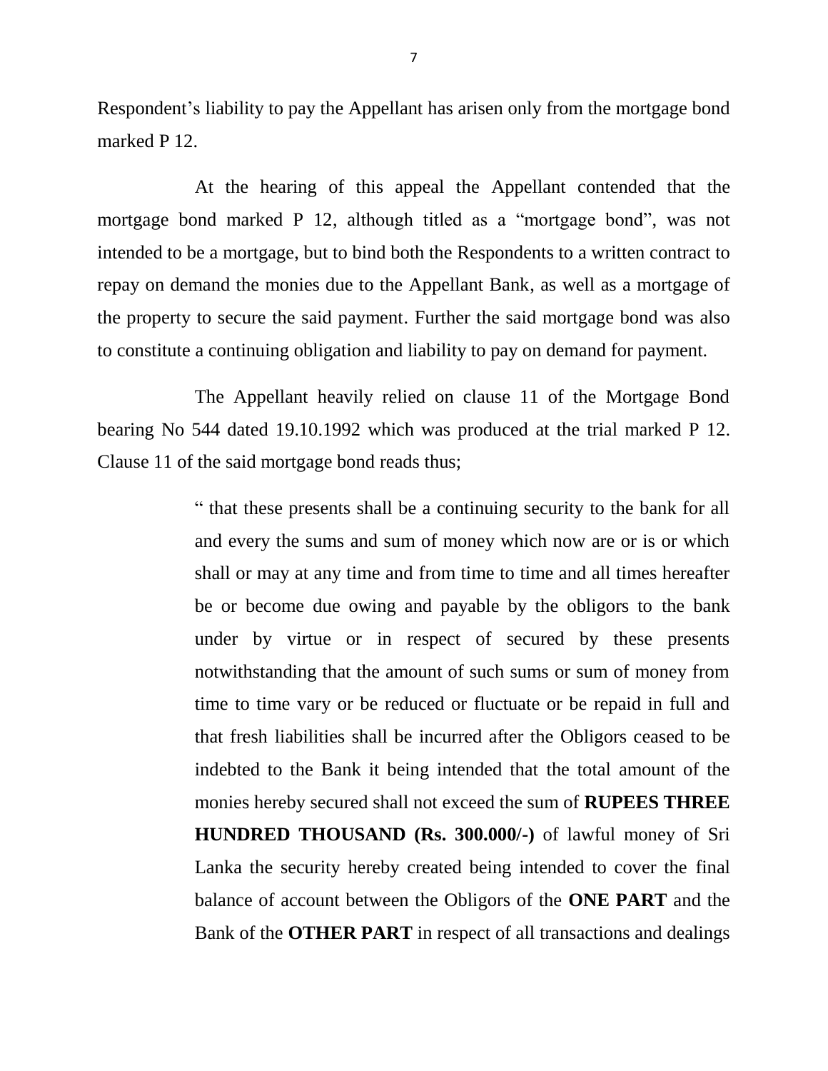Respondent's liability to pay the Appellant has arisen only from the mortgage bond marked P 12.

At the hearing of this appeal the Appellant contended that the mortgage bond marked P 12, although titled as a "mortgage bond", was not intended to be a mortgage, but to bind both the Respondents to a written contract to repay on demand the monies due to the Appellant Bank, as well as a mortgage of the property to secure the said payment. Further the said mortgage bond was also to constitute a continuing obligation and liability to pay on demand for payment.

The Appellant heavily relied on clause 11 of the Mortgage Bond bearing No 544 dated 19.10.1992 which was produced at the trial marked P 12. Clause 11 of the said mortgage bond reads thus;

> " that these presents shall be a continuing security to the bank for all and every the sums and sum of money which now are or is or which shall or may at any time and from time to time and all times hereafter be or become due owing and payable by the obligors to the bank under by virtue or in respect of secured by these presents notwithstanding that the amount of such sums or sum of money from time to time vary or be reduced or fluctuate or be repaid in full and that fresh liabilities shall be incurred after the Obligors ceased to be indebted to the Bank it being intended that the total amount of the monies hereby secured shall not exceed the sum of **RUPEES THREE HUNDRED THOUSAND (Rs. 300.000/-)** of lawful money of Sri Lanka the security hereby created being intended to cover the final balance of account between the Obligors of the **ONE PART** and the Bank of the **OTHER PART** in respect of all transactions and dealings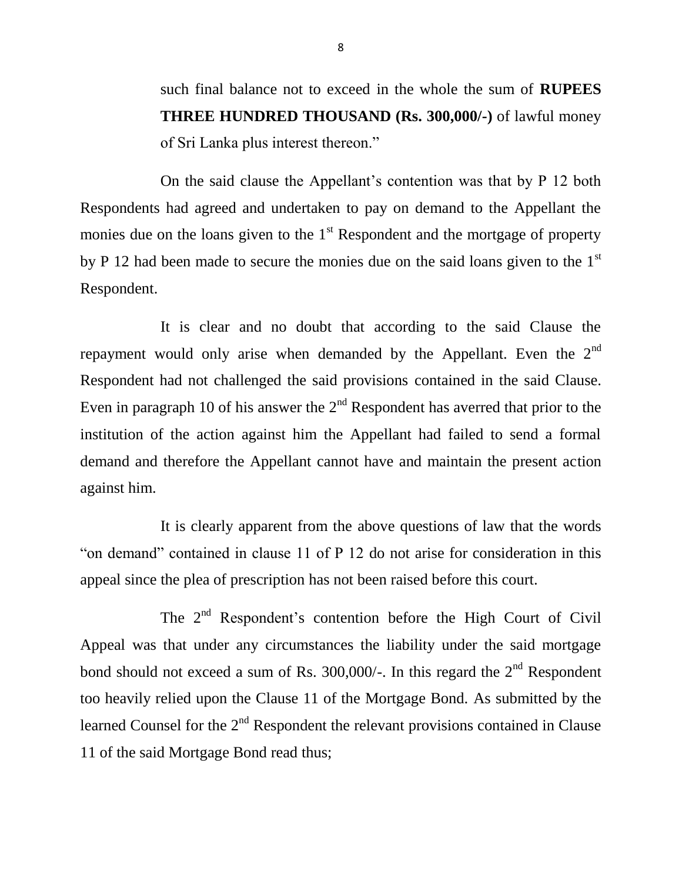such final balance not to exceed in the whole the sum of **RUPEES THREE HUNDRED THOUSAND (Rs. 300,000/-)** of lawful money of Sri Lanka plus interest thereon."

On the said clause the Appellant's contention was that by P 12 both Respondents had agreed and undertaken to pay on demand to the Appellant the monies due on the loans given to the 1st Respondent and the mortgage of property by P 12 had been made to secure the monies due on the said loans given to the 1st Respondent.

It is clear and no doubt that according to the said Clause the repayment would only arise when demanded by the Appellant. Even the 2nd Respondent had not challenged the said provisions contained in the said Clause. Even in paragraph 10 of his answer the 2nd Respondent has averred that prior to the institution of the action against him the Appellant had failed to send a formal demand and therefore the Appellant cannot have and maintain the present action against him.

It is clearly apparent from the above questions of law that the words "on demand" contained in clause 11 of P 12 do not arise for consideration in this appeal since the plea of prescription has not been raised before this court.

The 2nd Respondent's contention before the High Court of Civil Appeal was that under any circumstances the liability under the said mortgage bond should not exceed a sum of Rs. 300,000/-. In this regard the 2nd Respondent too heavily relied upon the Clause 11 of the Mortgage Bond. As submitted by the learned Counsel for the 2nd Respondent the relevant provisions contained in Clause 11 of the said Mortgage Bond read thus;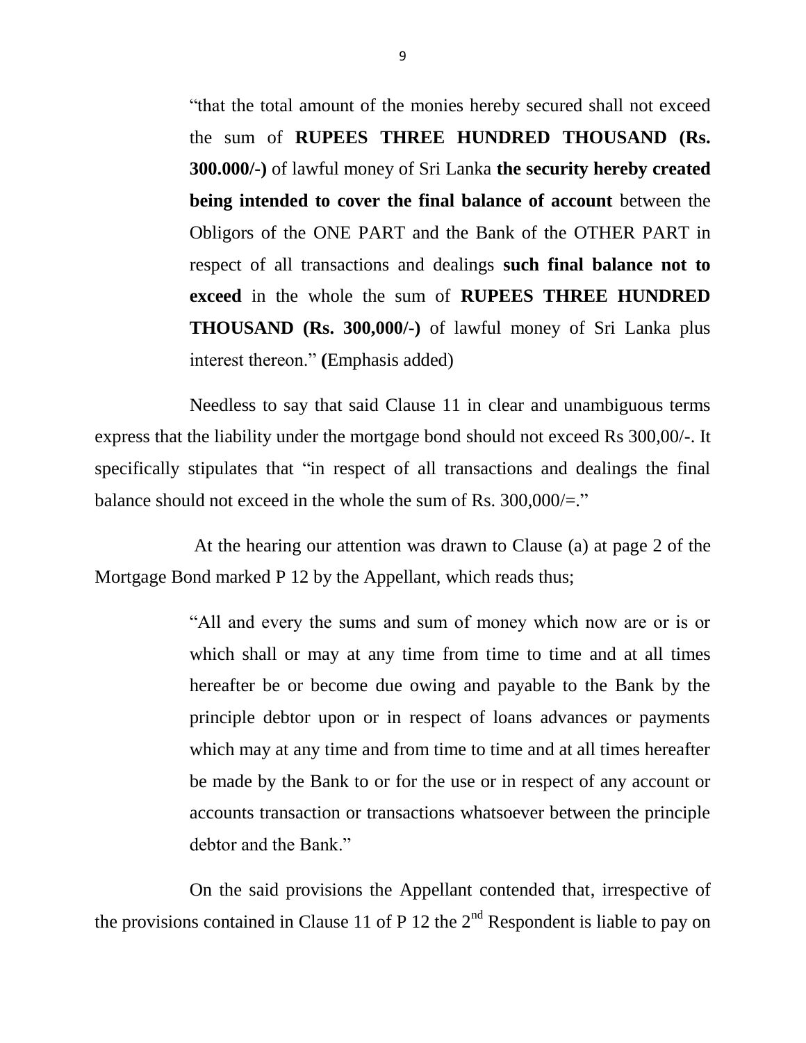> "that the total amount of the monies hereby secured shall not exceed the sum of **RUPEES THREE HUNDRED THOUSAND (Rs. 300.000/-)** of lawful money of Sri Lanka **the security hereby created being intended to cover the final balance of account** between the Obligors of the ONE PART and the Bank of the OTHER PART in respect of all transactions and dealings **such final balance not to exceed** in the whole the sum of **RUPEES THREE HUNDRED THOUSAND (Rs. 300,000/-)** of lawful money of Sri Lanka plus interest thereon." **(**Emphasis added)

Needless to say that said Clause 11 in clear and unambiguous terms express that the liability under the mortgage bond should not exceed Rs 300,00/-. It specifically stipulates that "in respect of all transactions and dealings the final balance should not exceed in the whole the sum of Rs. 300,000/=."

At the hearing our attention was drawn to Clause (a) at page 2 of the Mortgage Bond marked P 12 by the Appellant, which reads thus;

> "All and every the sums and sum of money which now are or is or which shall or may at any time from time to time and at all times hereafter be or become due owing and payable to the Bank by the principle debtor upon or in respect of loans advances or payments which may at any time and from time to time and at all times hereafter be made by the Bank to or for the use or in respect of any account or accounts transaction or transactions whatsoever between the principle debtor and the Bank."

On the said provisions the Appellant contended that, irrespective of the provisions contained in Clause 11 of P 12 the 2nd Respondent is liable to pay on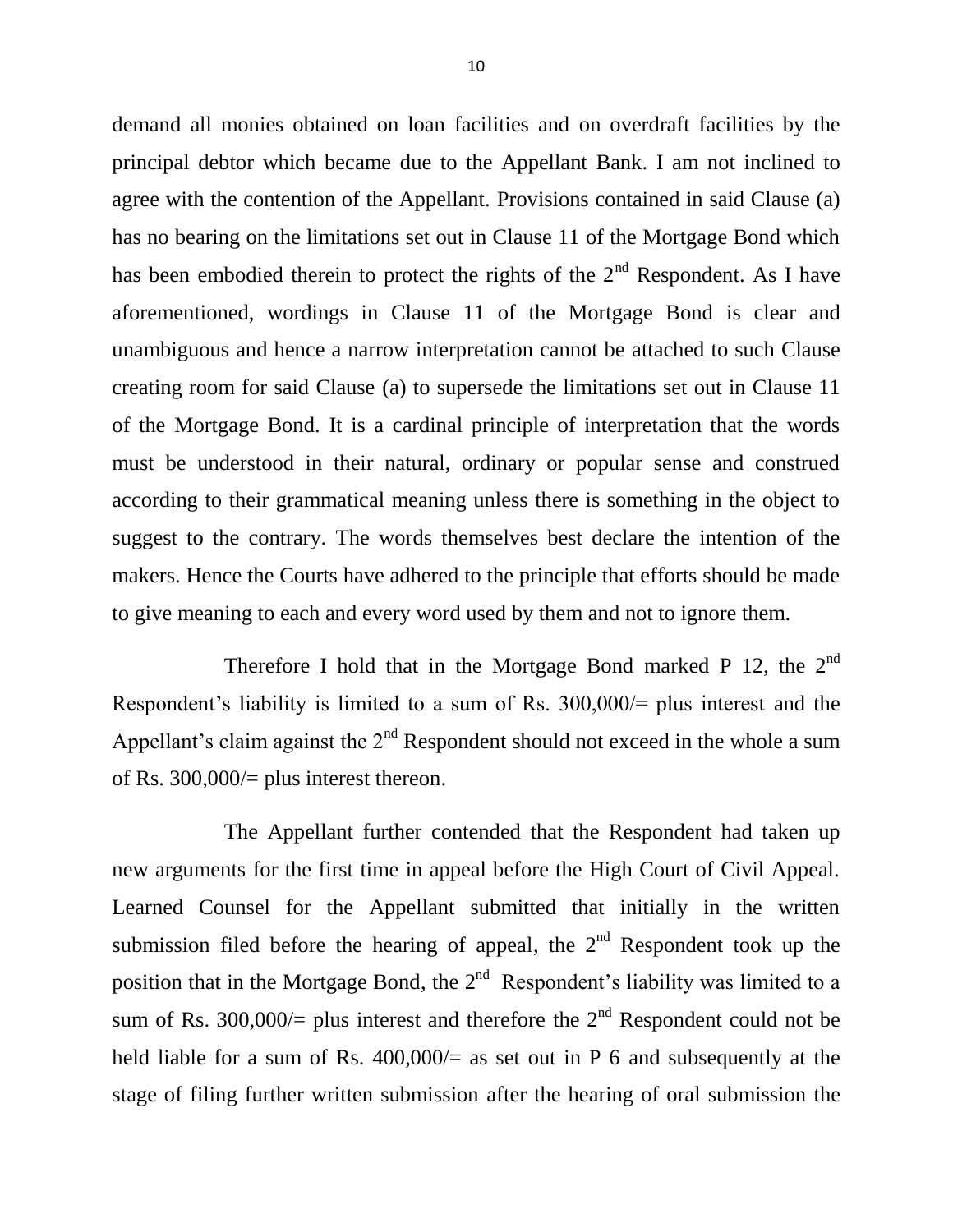demand all monies obtained on loan facilities and on overdraft facilities by the principal debtor which became due to the Appellant Bank. I am not inclined to agree with the contention of the Appellant. Provisions contained in said Clause (a) has no bearing on the limitations set out in Clause 11 of the Mortgage Bond which has been embodied therein to protect the rights of the 2nd Respondent. As I have aforementioned, wordings in Clause 11 of the Mortgage Bond is clear and unambiguous and hence a narrow interpretation cannot be attached to such Clause creating room for said Clause (a) to supersede the limitations set out in Clause 11 of the Mortgage Bond. It is a cardinal principle of interpretation that the words must be understood in their natural, ordinary or popular sense and construed according to their grammatical meaning unless there is something in the object to suggest to the contrary. The words themselves best declare the intention of the makers. Hence the Courts have adhered to the principle that efforts should be made to give meaning to each and every word used by them and not to ignore them.

Therefore I hold that in the Mortgage Bond marked P 12, the 2nd Respondent's liability is limited to a sum of Rs. 300,000/= plus interest and the Appellant's claim against the 2nd Respondent should not exceed in the whole a sum of Rs. 300,000/= plus interest thereon.

The Appellant further contended that the Respondent had taken up new arguments for the first time in appeal before the High Court of Civil Appeal. Learned Counsel for the Appellant submitted that initially in the written submission filed before the hearing of appeal, the 2nd Respondent took up the position that in the Mortgage Bond, the 2nd Respondent's liability was limited to a sum of Rs. 300,000/= plus interest and therefore the 2nd Respondent could not be held liable for a sum of Rs. 400,000/= as set out in P 6 and subsequently at the stage of filing further written submission after the hearing of oral submission the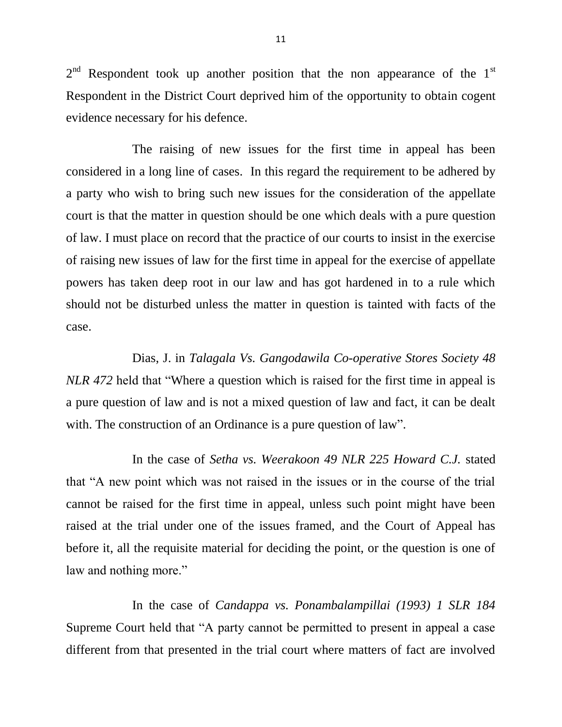2nd Respondent took up another position that the non appearance of the 1st Respondent in the District Court deprived him of the opportunity to obtain cogent evidence necessary for his defence.

The raising of new issues for the first time in appeal has been considered in a long line of cases. In this regard the requirement to be adhered by a party who wish to bring such new issues for the consideration of the appellate court is that the matter in question should be one which deals with a pure question of law. I must place on record that the practice of our courts to insist in the exercise of raising new issues of law for the first time in appeal for the exercise of appellate powers has taken deep root in our law and has got hardened in to a rule which should not be disturbed unless the matter in question is tainted with facts of the case.

Dias, J. in *Talagala Vs. Gangodawila Co-operative Stores Society 48 NLR 472* held that "Where a question which is raised for the first time in appeal is a pure question of law and is not a mixed question of law and fact, it can be dealt with. The construction of an Ordinance is a pure question of law".

In the case of *Setha vs. Weerakoon 49 NLR 225 Howard C.J.* stated that "A new point which was not raised in the issues or in the course of the trial cannot be raised for the first time in appeal, unless such point might have been raised at the trial under one of the issues framed, and the Court of Appeal has before it, all the requisite material for deciding the point, or the question is one of law and nothing more."

In the case of *Candappa vs. Ponambalampillai (1993) 1 SLR 184* Supreme Court held that "A party cannot be permitted to present in appeal a case different from that presented in the trial court where matters of fact are involved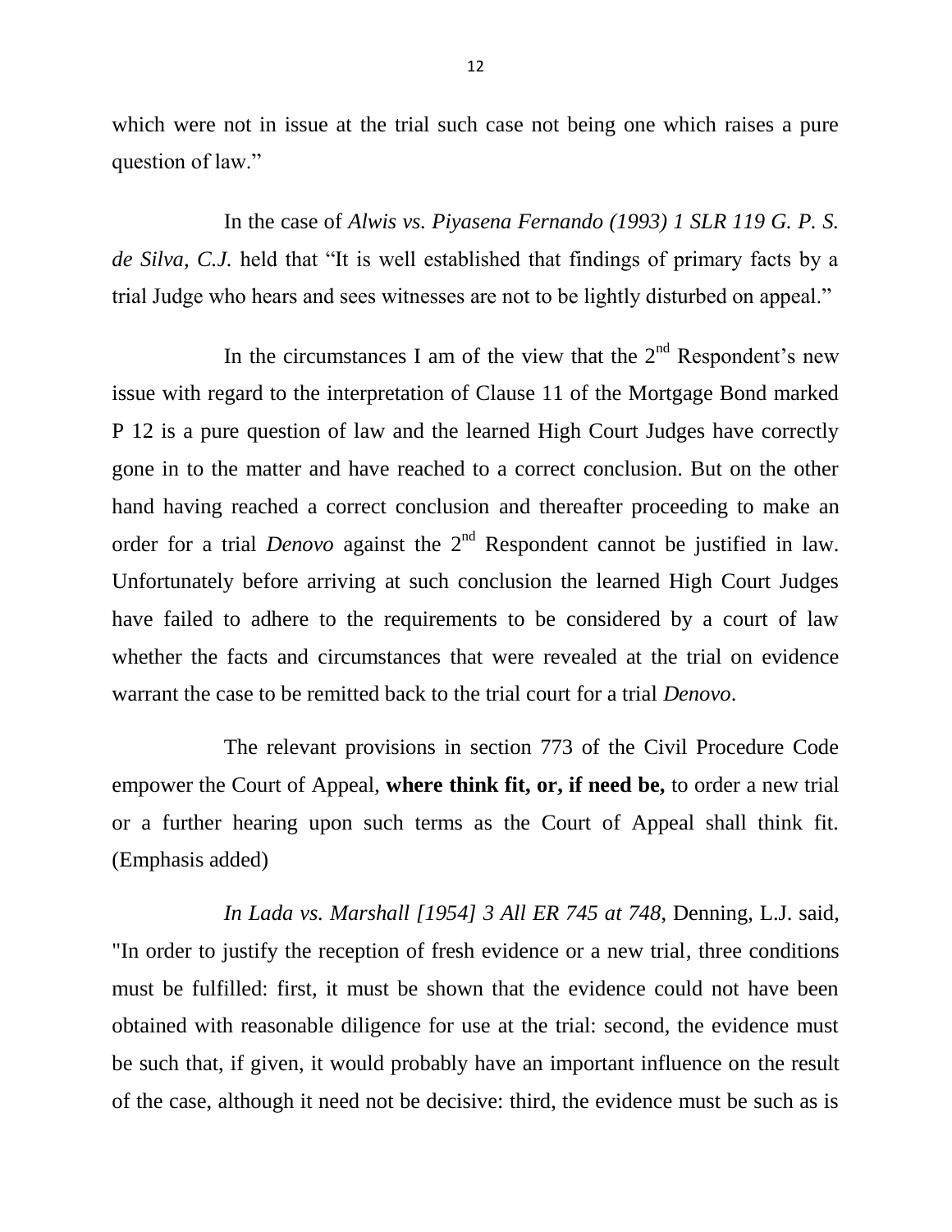which were not in issue at the trial such case not being one which raises a pure question of law."

In the case of *Alwis vs. Piyasena Fernando (1993) 1 SLR 119 G. P. S. de Silva, C.J.* held that "It is well established that findings of primary facts by a trial Judge who hears and sees witnesses are not to be lightly disturbed on appeal."

In the circumstances I am of the view that the 2nd Respondent's new issue with regard to the interpretation of Clause 11 of the Mortgage Bond marked P 12 is a pure question of law and the learned High Court Judges have correctly gone in to the matter and have reached to a correct conclusion. But on the other hand having reached a correct conclusion and thereafter proceeding to make an order for a trial *Denovo* against the 2nd Respondent cannot be justified in law. Unfortunately before arriving at such conclusion the learned High Court Judges have failed to adhere to the requirements to be considered by a court of law whether the facts and circumstances that were revealed at the trial on evidence warrant the case to be remitted back to the trial court for a trial *Denovo*.

The relevant provisions in section 773 of the Civil Procedure Code empower the Court of Appeal, **where think fit, or, if need be,** to order a new trial or a further hearing upon such terms as the Court of Appeal shall think fit. (Emphasis added)

*In Lada vs. Marshall [1954] 3 All ER 745 at 748*, Denning, L.J. said, "In order to justify the reception of fresh evidence or a new trial, three conditions must be fulfilled: first, it must be shown that the evidence could not have been obtained with reasonable diligence for use at the trial: second, the evidence must be such that, if given, it would probably have an important influence on the result of the case, although it need not be decisive: third, the evidence must be such as is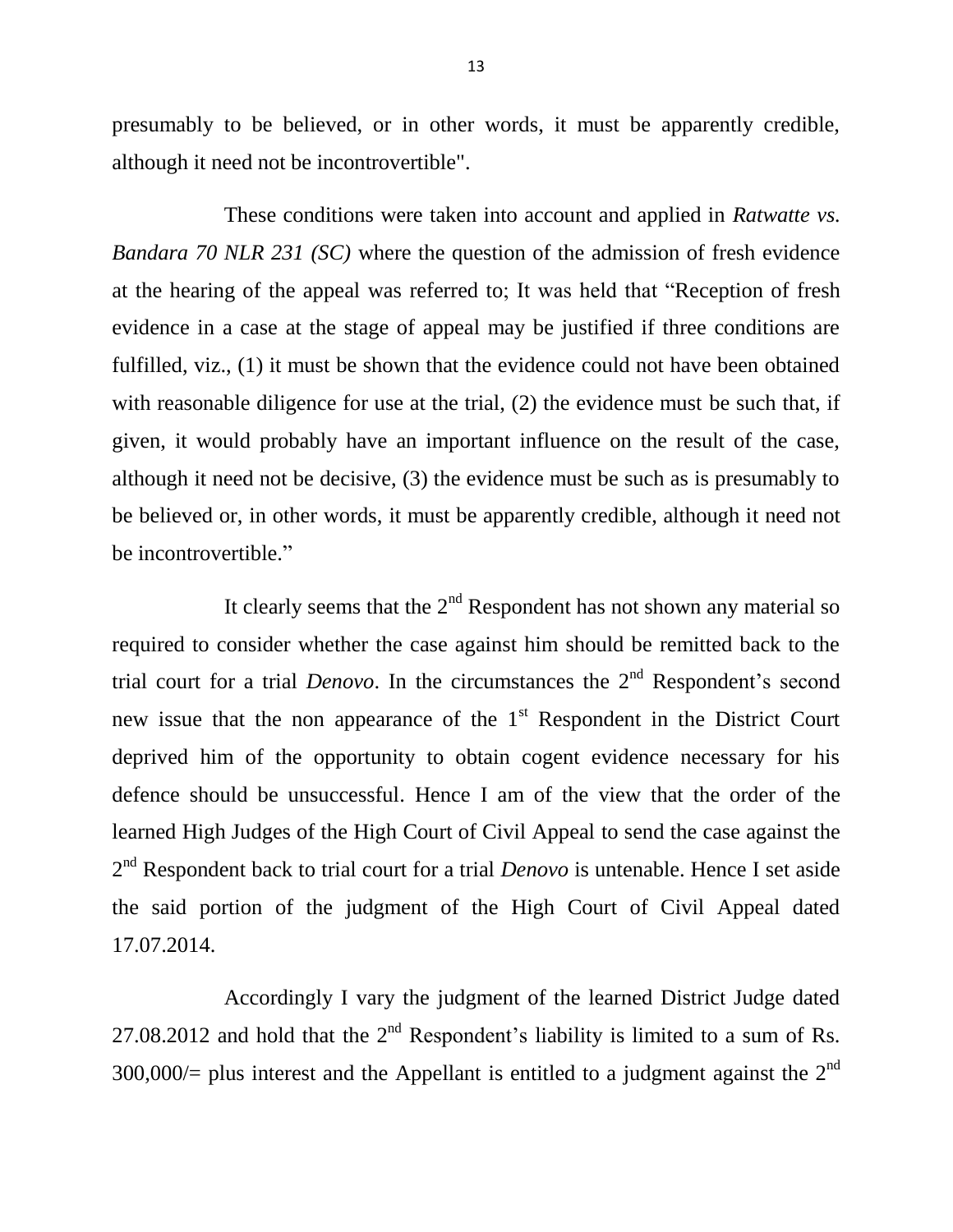presumably to be believed, or in other words, it must be apparently credible, although it need not be incontrovertible".

These conditions were taken into account and applied in *Ratwatte vs. Bandara 70 NLR 231 (SC)* where the question of the admission of fresh evidence at the hearing of the appeal was referred to; It was held that "Reception of fresh evidence in a case at the stage of appeal may be justified if three conditions are fulfilled, viz., (1) it must be shown that the evidence could not have been obtained with reasonable diligence for use at the trial, (2) the evidence must be such that, if given, it would probably have an important influence on the result of the case, although it need not be decisive, (3) the evidence must be such as is presumably to be believed or, in other words, it must be apparently credible, although it need not be incontrovertible."

It clearly seems that the 2nd Respondent has not shown any material so required to consider whether the case against him should be remitted back to the trial court for a trial *Denovo*. In the circumstances the 2nd Respondent's second new issue that the non appearance of the 1st Respondent in the District Court deprived him of the opportunity to obtain cogent evidence necessary for his defence should be unsuccessful. Hence I am of the view that the order of the learned High Judges of the High Court of Civil Appeal to send the case against the 2nd Respondent back to trial court for a trial *Denovo* is untenable. Hence I set aside the said portion of the judgment of the High Court of Civil Appeal dated 17.07.2014.

Accordingly I vary the judgment of the learned District Judge dated 27.08.2012 and hold that the 2nd Respondent's liability is limited to a sum of Rs. 300,000/= plus interest and the Appellant is entitled to a judgment against the 2nd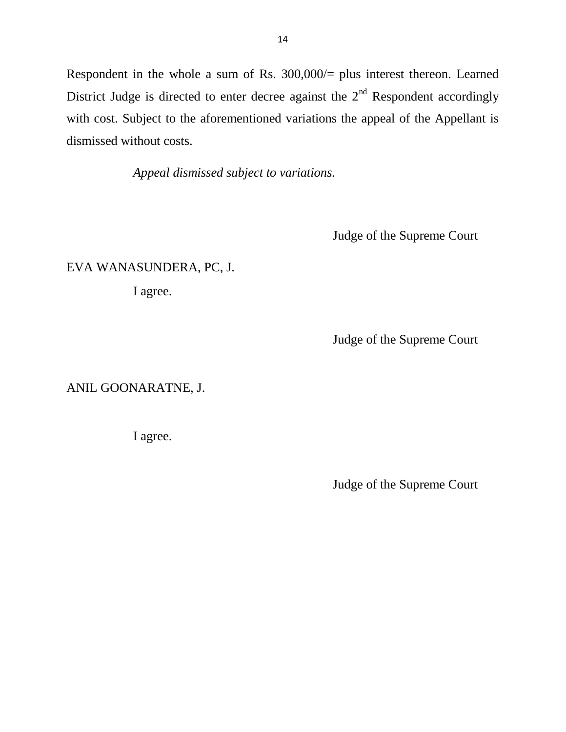Respondent in the whole a sum of Rs. 300,000/= plus interest thereon. Learned District Judge is directed to enter decree against the 2nd Respondent accordingly with cost. Subject to the aforementioned variations the appeal of the Appellant is dismissed without costs.

*Appeal dismissed subject to variations.*

Judge of the Supreme Court

EVA WANASUNDERA, PC, J.

I agree.

Judge of the Supreme Court

ANIL GOONARATNE, J.

I agree.

Judge of the Supreme Court